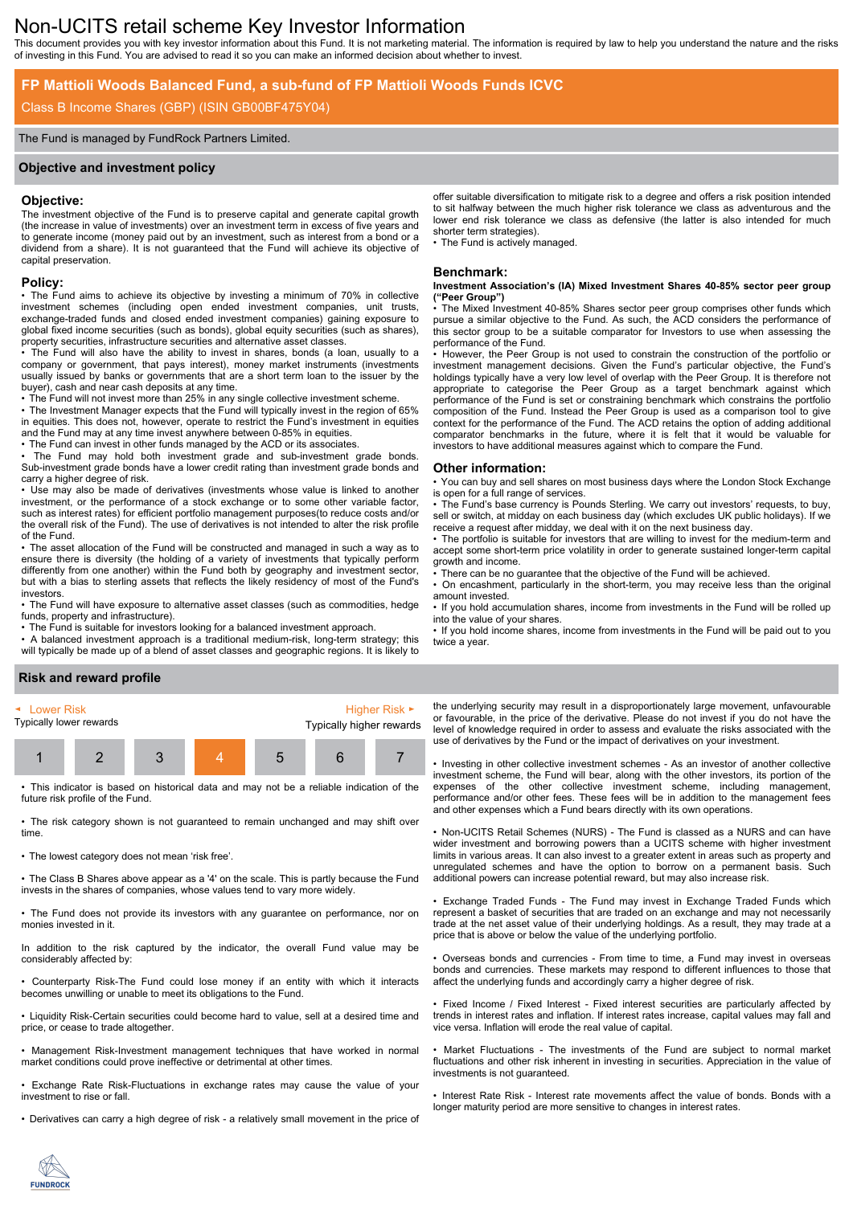# Non-UCITS retail scheme Key Investor Information

This document provides you with key investor information about this Fund. It is not marketing material. The information is required by law to help you understand the nature and the risks of investing in this Fund. You are advised to read it so you can make an informed decision about whether to invest.

## FP Mattioli Woods Balanced Fund, a sub-fund of FP Mattioli Woods Funds ICVC

Class B Income Shares (GBP) (ISIN GB00BF475Y04)

The Fund is managed by FundRock Partners Limited.

## Objective and investment policy

### Objective:

The investment objective of the Fund is to preserve capital and generate capital growth (the increase in value of investments) over an investment term in excess of five years and to generate income (money paid out by an investment, such as interest from a bond or a dividend from a share). It is not guaranteed that the Fund will achieve its objective of capital preservation.

### Policy:

- The Fund aims to achieve its objective by investing a minimum of 70% in collective investment schemes (including open ended investment companies, unit trusts, exchange-traded funds and closed ended investment companies) gaining exposure to global fixed income securities (such as bonds), global equity securities (such as shares), property securities, infrastructure securities and alternative asset classes.
- The Fund will also have the ability to invest in shares, bonds (a loan, usually to a company or government, that pays interest), money market instruments (investments usually issued by banks or governments that are a short term loan to the issuer by the buyer), cash and near cash deposits at any time.
- The Fund will not invest more than 25% in any single collective investment scheme.
- The Investment Manager expects that the Fund will typically invest in the region of 65% in equities. This does not, however, operate to restrict the Fund's investment in equities and the Fund may at any time invest anywhere between 0-85% in equities.
- The Fund can invest in other funds managed by the ACD or its associates.
- The Fund may hold both investment grade and sub-investment grade bonds. Sub-investment grade bonds have a lower credit rating than investment grade bonds and carry a higher degree of risk.
- Use may also be made of derivatives (investments whose value is linked to another investment, or the performance of a stock exchange or to some other variable factor, such as interest rates) for efficient portfolio management purposes(to reduce costs and/or the overall risk of the Fund). The use of derivatives is not intended to alter the risk profile of the Fund.
- The asset allocation of the Fund will be constructed and managed in such a way as to ensure there is diversity (the holding of a variety of investments that typically perform differently from one another) within the Fund both by geography and investment sector, but with a bias to sterling assets that reflects the likely residency of most of the Fund's investors.
- The Fund will have exposure to alternative asset classes (such as commodities, hedge funds, property and infrastructure).
- The Fund is suitable for investors looking for a balanced investment approach.
- A balanced investment approach is a traditional medium-risk, long-term strategy; this will typically be made up of a blend of asset classes and geographic regions. It is likely to offer suitable diversification to mitigate risk to a degree and offers a risk position intended to sit halfway between the much higher risk tolerance we class as adventurous and the lower end risk tolerance we class as defensive (the latter is also intended for much shorter term strategies).
- The Fund is actively managed.

### Benchmark:

**Investment Association's (IA) Mixed Investment Shares 40-85% sector peer group ("Peer Group")**

- The Mixed Investment 40-85% Shares sector peer group comprises other funds which pursue a similar objective to the Fund. As such, the ACD considers the performance of this sector group to be a suitable comparator for Investors to use when assessing the performance of the Fund.
- However, the Peer Group is not used to constrain the construction of the portfolio or investment management decisions. Given the Fund's particular objective, the Fund's holdings typically have a very low level of overlap with the Peer Group. It is therefore not appropriate to categorise the Peer Group as a target benchmark against which performance of the Fund is set or constraining benchmark which constrains the portfolio composition of the Fund. Instead the Peer Group is used as a comparison tool to give context for the performance of the Fund. The ACD retains the option of adding additional comparator benchmarks in the future, where it is felt that it would be valuable for investors to have additional measures against which to compare the Fund.

### Other information:

- You can buy and sell shares on most business days where the London Stock Exchange is open for a full range of services.
- The Fund's base currency is Pounds Sterling. We carry out investors' requests, to buy, sell or switch, at midday on each business day (which excludes UK public holidays). If we receive a request after midday, we deal with it on the next business day.
- The portfolio is suitable for investors that are willing to invest for the medium-term and accept some short-term price volatility in order to generate sustained longer-term capital growth and income.
- There can be no guarantee that the objective of the Fund will be achieved.
- On encashment, particularly in the short-term, you may receive less than the original amount invested.
- If you hold accumulation shares, income from investments in the Fund will be rolled up into the value of your shares.
- If you hold income shares, income from investments in the Fund will be paid out to you twice a year.

## Risk and reward profile

◄ Lower Risk — Typically lower rewards | Higher Risk ► — Typically higher rewards

| 1 | 2 | 3 | **4** | 5 | 6 | 7 |
|---|---|---|---|---|---|---|

- This indicator is based on historical data and may not be a reliable indication of the future risk profile of the Fund.
- The risk category shown is not guaranteed to remain unchanged and may shift over time.
- The lowest category does not mean 'risk free'.
- The Class B Shares above appear as a '4' on the scale. This is partly because the Fund invests in the shares of companies, whose values tend to vary more widely.
- The Fund does not provide its investors with any guarantee on performance, nor on monies invested in it.

In addition to the risk captured by the indicator, the overall Fund value may be considerably affected by:

- Counterparty Risk-The Fund could lose money if an entity with which it interacts becomes unwilling or unable to meet its obligations to the Fund.
- Liquidity Risk-Certain securities could become hard to value, sell at a desired time and price, or cease to trade altogether.
- Management Risk-Investment management techniques that have worked in normal market conditions could prove ineffective or detrimental at other times.
- Exchange Rate Risk-Fluctuations in exchange rates may cause the value of your investment to rise or fall.
- Derivatives can carry a high degree of risk - a relatively small movement in the price of the underlying security may result in a disproportionately large movement, unfavourable or favourable, in the price of the derivative. Please do not invest if you do not have the level of knowledge required in order to assess and evaluate the risks associated with the use of derivatives by the Fund or the impact of derivatives on your investment.
- Investing in other collective investment schemes - As an investor of another collective investment scheme, the Fund will bear, along with the other investors, its portion of the expenses of the other collective investment scheme, including management, performance and/or other fees. These fees will be in addition to the management fees and other expenses which a Fund bears directly with its own operations.
- Non-UCITS Retail Schemes (NURS) - The Fund is classed as a NURS and can have wider investment and borrowing powers than a UCITS scheme with higher investment limits in various areas. It can also invest to a greater extent in areas such as property and unregulated schemes and have the option to borrow on a permanent basis. Such additional powers can increase potential reward, but may also increase risk.
- Exchange Traded Funds - The Fund may invest in Exchange Traded Funds which represent a basket of securities that are traded on an exchange and may not necessarily trade at the net asset value of their underlying holdings. As a result, they may trade at a price that is above or below the value of the underlying portfolio.
- Overseas bonds and currencies - From time to time, a Fund may invest in overseas bonds and currencies. These markets may respond to different influences to those that affect the underlying funds and accordingly carry a higher degree of risk.
- Fixed Income / Fixed Interest - Fixed interest securities are particularly affected by trends in interest rates and inflation. If interest rates increase, capital values may fall and vice versa. Inflation will erode the real value of capital.
- Market Fluctuations - The investments of the Fund are subject to normal market fluctuations and other risk inherent in investing in securities. Appreciation in the value of investments is not guaranteed.
- Interest Rate Risk - Interest rate movements affect the value of bonds. Bonds with a longer maturity period are more sensitive to changes in interest rates.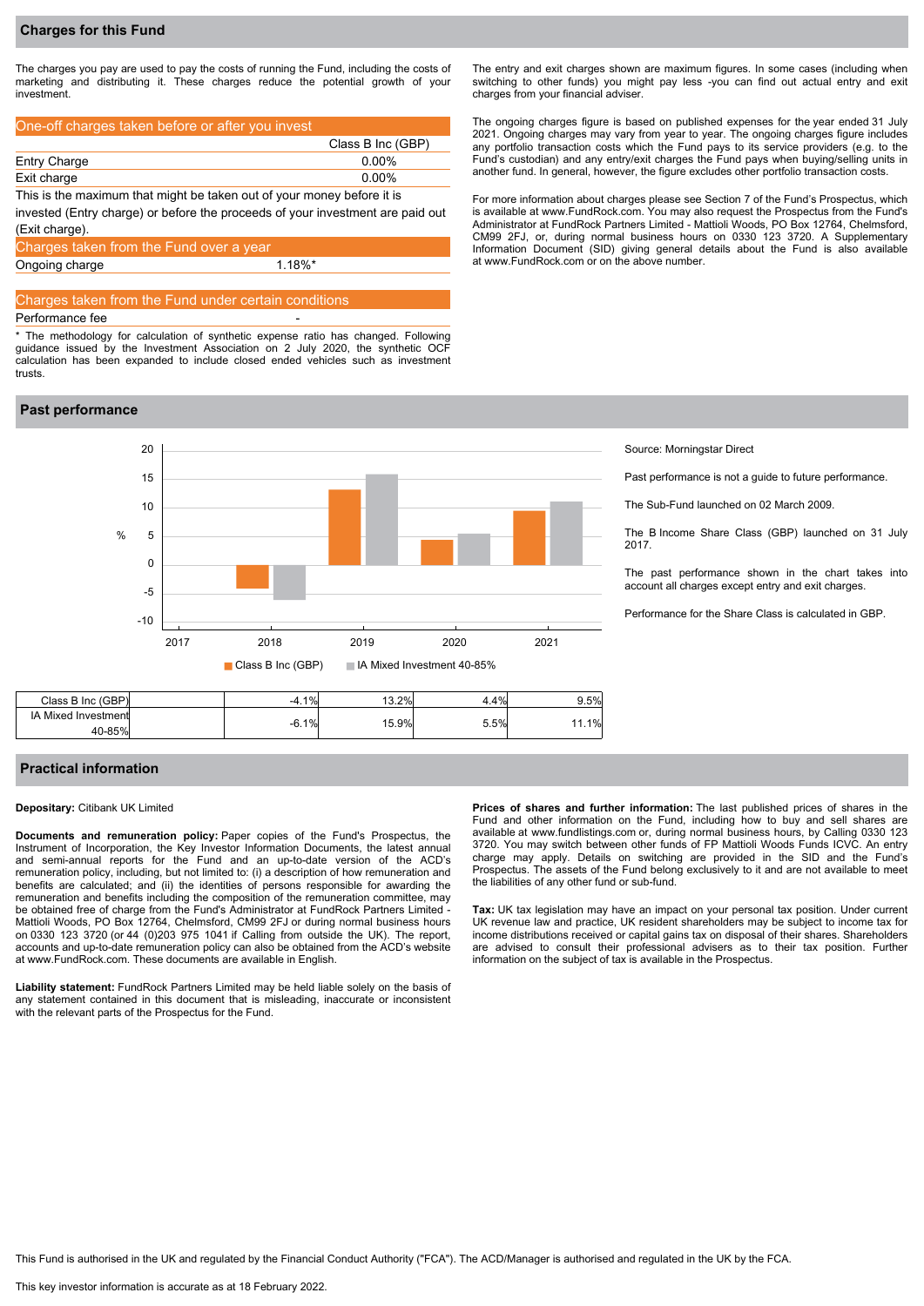## Charges for this Fund

The charges you pay are used to pay the costs of running the Fund, including the costs of marketing and distributing it. These charges reduce the potential growth of your investment.

| One-off charges taken before or after you invest | |
|---|---|
| | Class B Inc (GBP) |
| Entry Charge | 0.00% |
| Exit charge | 0.00% |

This is the maximum that might be taken out of your money before it is invested (Entry charge) or before the proceeds of your investment are paid out (Exit charge).

| Charges taken from the Fund over a year | |
|---|---|
| Ongoing charge | 1.18%* |

| Charges taken from the Fund under certain conditions | |
|---|---|
| Performance fee | - |

* The methodology for calculation of synthetic expense ratio has changed. Following guidance issued by the Investment Association on 2 July 2020, the synthetic OCF calculation has been expanded to include closed ended vehicles such as investment trusts.

The entry and exit charges shown are maximum figures. In some cases (including when switching to other funds) you might pay less -you can find out actual entry and exit charges from your financial adviser.

The ongoing charges figure is based on published expenses for the year ended 31 July 2021. Ongoing charges may vary from year to year. The ongoing charges figure includes any portfolio transaction costs which the Fund pays to its service providers (e.g. to the Fund's custodian) and any entry/exit charges the Fund pays when buying/selling units in another fund. In general, however, the figure excludes other portfolio transaction costs.

For more information about charges please see Section 7 of the Fund's Prospectus, which is available at www.FundRock.com. You may also request the Prospectus from the Fund's Administrator at FundRock Partners Limited - Mattioli Woods, PO Box 12764, Chelmsford, CM99 2FJ, or, during normal business hours on 0330 123 3720. A Supplementary Information Document (SID) giving general details about the Fund is also available at www.FundRock.com or on the above number.

## Past performance

20
15
10
% 5
0
-5
-10
2017 2018 2019 2020 2021
Class B Inc (GBP) IA Mixed Investment 40-85%

| | 2017 | 2018 | 2019 | 2020 | 2021 |
|---|---|---|---|---|---|
| Class B Inc (GBP) | | -4.1% | 13.2% | 4.4% | 9.5% |
| IA Mixed Investment 40-85% | | -6.1% | 15.9% | 5.5% | 11.1% |

Source: Morningstar Direct

Past performance is not a guide to future performance.

The Sub-Fund launched on 02 March 2009.

The B Income Share Class (GBP) launched on 31 July 2017.

The past performance shown in the chart takes into account all charges except entry and exit charges.

Performance for the Share Class is calculated in GBP.

## Practical information

**Depositary:** Citibank UK Limited

**Documents and remuneration policy:** Paper copies of the Fund's Prospectus, the Instrument of Incorporation, the Key Investor Information Documents, the latest annual and semi-annual reports for the Fund and an up-to-date version of the ACD's remuneration policy, including, but not limited to: (i) a description of how remuneration and benefits are calculated; and (ii) the identities of persons responsible for awarding the remuneration and benefits including the composition of the remuneration committee, may be obtained free of charge from the Fund's Administrator at FundRock Partners Limited - Mattioli Woods, PO Box 12764, Chelmsford, CM99 2FJ or during normal business hours on 0330 123 3720 (or 44 (0)203 975 1041 if Calling from outside the UK). The report, accounts and up-to-date remuneration policy can also be obtained from the ACD's website at www.FundRock.com. These documents are available in English.

**Liability statement:** FundRock Partners Limited may be held liable solely on the basis of any statement contained in this document that is misleading, inaccurate or inconsistent with the relevant parts of the Prospectus for the Fund.

**Prices of shares and further information:** The last published prices of shares in the Fund and other information on the Fund, including how to buy and sell shares are available at www.fundlistings.com or, during normal business hours, by Calling 0330 123 3720. You may switch between other funds of FP Mattioli Woods Funds ICVC. An entry charge may apply. Details on switching are provided in the SID and the Fund's Prospectus. The assets of the Fund belong exclusively to it and are not available to meet the liabilities of any other fund or sub-fund.

**Tax:** UK tax legislation may have an impact on your personal tax position. Under current UK revenue law and practice, UK resident shareholders may be subject to income tax for income distributions received or capital gains tax on disposal of their shares. Shareholders are advised to consult their professional advisers as to their tax position. Further information on the subject of tax is available in the Prospectus.

This Fund is authorised in the UK and regulated by the Financial Conduct Authority ("FCA"). The ACD/Manager is authorised and regulated in the UK by the FCA.

This key investor information is accurate as at 18 February 2022.